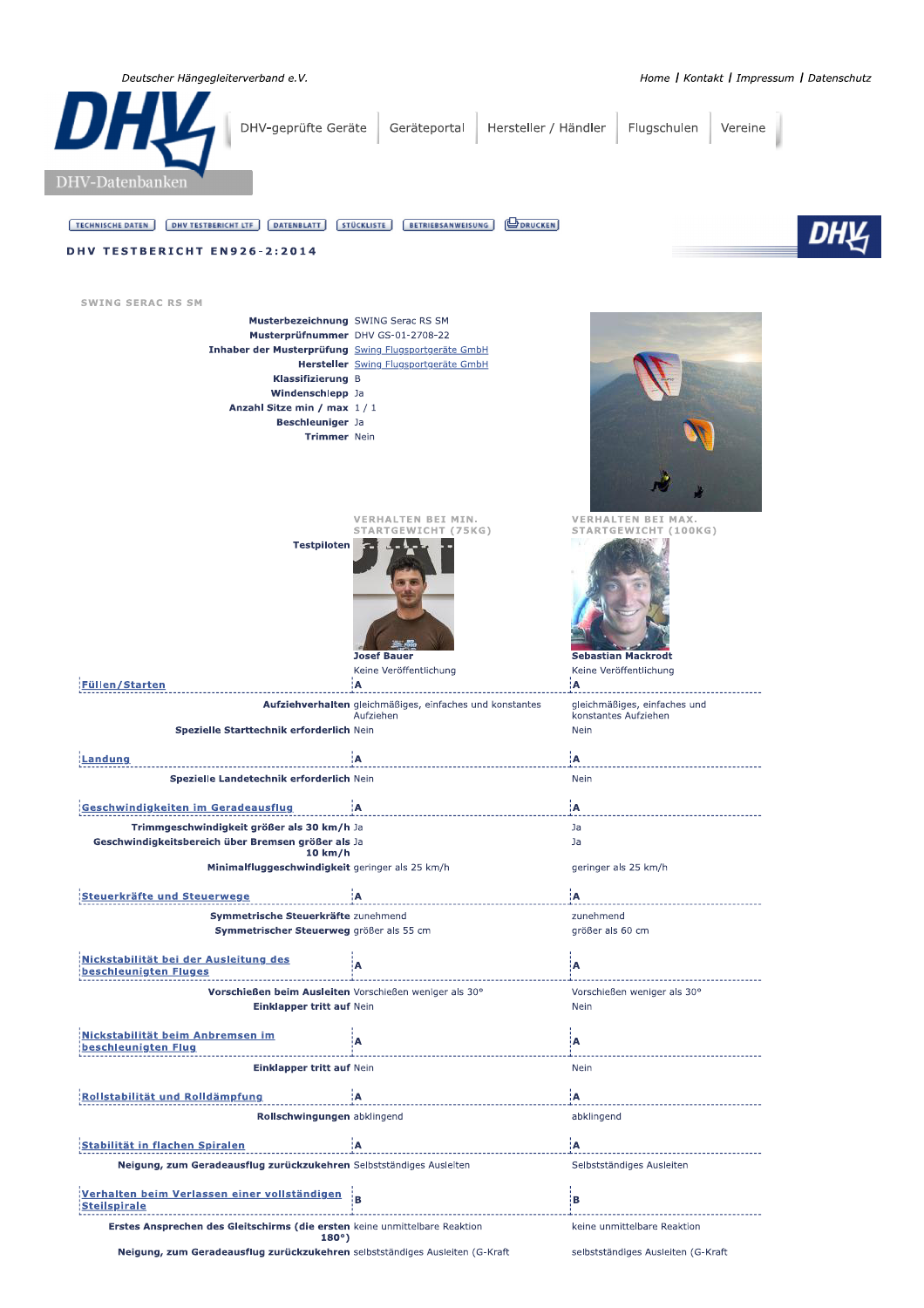Deutscher Hängegleiterverband e.V.

Home | Kontakt | Impressum | Datenschutz

DHV-Datenbanken

DHV-geprüfte Geräte | Geräteportal | Hersteller / Händler | Flugschulen | Vereine

TECHNISCHE DATEN | DHV TESTBERICHT LTF | DATENBLATT | STÜCKLISTE | BETRIEBSANWEISUNG | DRUCKEN

# DHV TESTBERICHT EN926-2:2014

## SWING SERAC RS SM

| | |
|---|---|
| **Musterbezeichnung** | SWING Serac RS SM |
| **Musterprüfnummer** | DHV GS-01-2708-22 |
| **Inhaber der Musterprüfung** | Swing Flugsportgeräte GmbH |
| **Hersteller** | Swing Flugsportgeräte GmbH |
| **Klassifizierung** | B |
| **Windenschlepp** | Ja |
| **Anzahl Sitze min / max** | 1 / 1 |
| **Beschleuniger** | Ja |
| **Trimmer** | Nein |

| | VERHALTEN BEI MIN. STARTGEWICHT (75KG) | VERHALTEN BEI MAX. STARTGEWICHT (100KG) |
|---|---|---|
| **Testpiloten** | **Josef Bauer** Keine Veröffentlichung | **Sebastian Mackrodt** Keine Veröffentlichung |
| **Füllen/Starten** | A | A |
| **Aufziehverhalten** | gleichmäßiges, einfaches und konstantes Aufziehen | gleichmäßiges, einfaches und konstantes Aufziehen |
| **Spezielle Starttechnik erforderlich** | Nein | Nein |
| **Landung** | A | A |
| **Spezielle Landetechnik erforderlich** | Nein | Nein |
| **Geschwindigkeiten im Geradeausflug** | A | A |
| **Trimmgeschwindigkeit größer als 30 km/h** | Ja | Ja |
| **Geschwindigkeitsbereich über Bremsen größer als 10 km/h** | Ja | Ja |
| **Minimalfluggeschwindigkeit** | geringer als 25 km/h | geringer als 25 km/h |
| **Steuerkräfte und Steuerwege** | A | A |
| **Symmetrische Steuerkräfte** | zunehmend | zunehmend |
| **Symmetrischer Steuerweg** | größer als 55 cm | größer als 60 cm |
| **Nickstabilität bei der Ausleitung des beschleunigten Fluges** | A | A |
| **Vorschießen beim Ausleiten** | Vorschießen weniger als 30° | Vorschießen weniger als 30° |
| **Einklapper tritt auf** | Nein | Nein |
| **Nickstabilität beim Anbremsen im beschleunigten Flug** | A | A |
| **Einklapper tritt auf** | Nein | Nein |
| **Rollstabilität und Rolldämpfung** | A | A |
| **Rollschwingungen** | abklingend | abklingend |
| **Stabilität in flachen Spiralen** | A | A |
| **Neigung, zum Geradeausflug zurückzukehren** | Selbstständiges Ausleiten | Selbstständiges Ausleiten |
| **Verhalten beim Verlassen einer vollständigen Steilspirale** | B | B |
| **Erstes Ansprechen des Gleitschirms (die ersten 180°)** | keine unmittelbare Reaktion | keine unmittelbare Reaktion |
| **Neigung, zum Geradeausflug zurückzukehren** | selbstständiges Ausleiten (G-Kraft | selbstständiges Ausleiten (G-Kraft |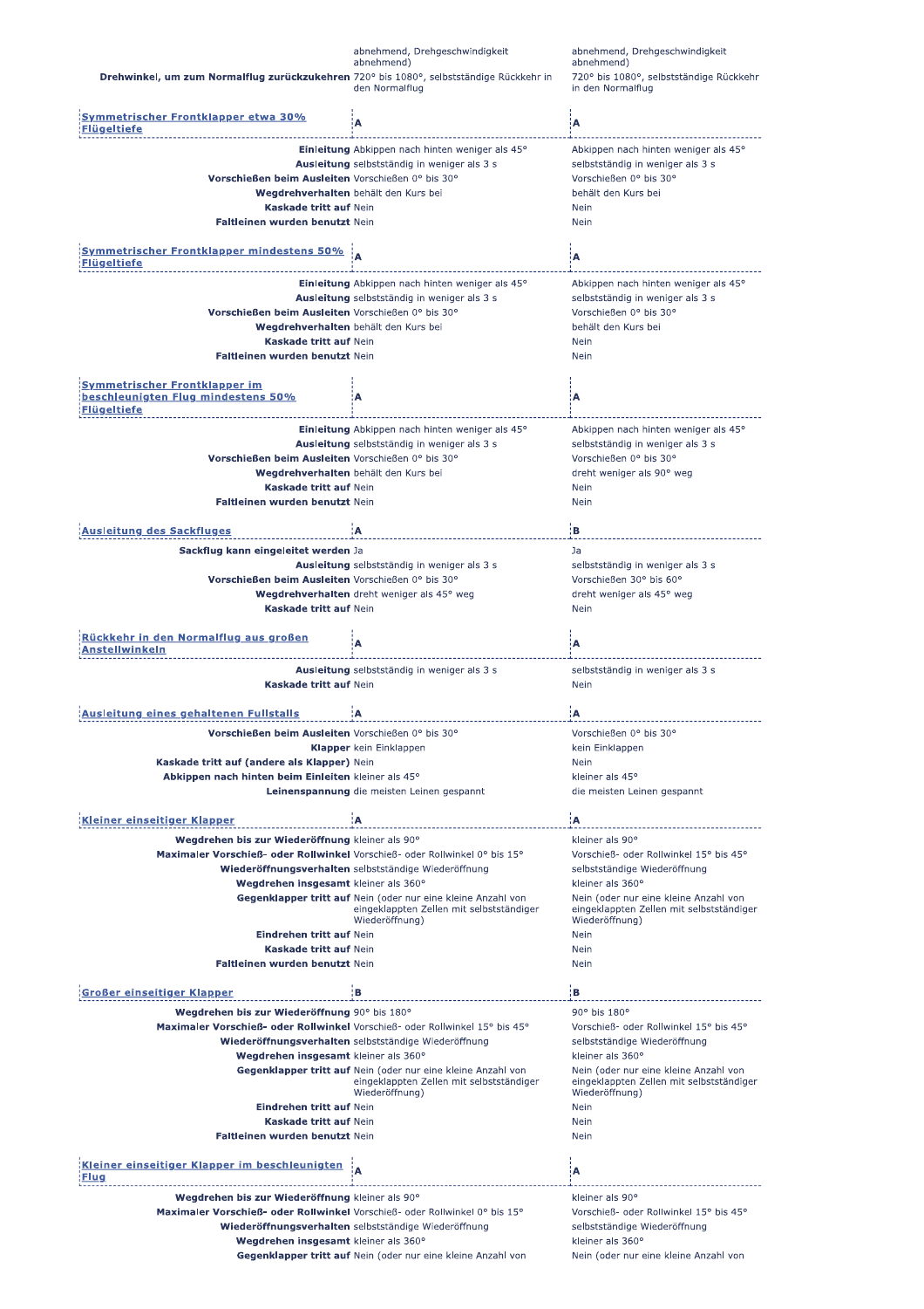| | abnehmend, Drehgeschwindigkeit abnehmend) | abnehmend, Drehgeschwindigkeit abnehmend) |
|---|---|---|
| **Drehwinkel, um zum Normalflug zurückzukehren** | 720° bis 1080°, selbstständige Rückkehr in den Normalflug | 720° bis 1080°, selbstständige Rückkehr in den Normalflug |

| Symmetrischer Frontklapper etwa 30% Flügeltiefe | A | A |
|---|---|---|
| **Einleitung** | Abkippen nach hinten weniger als 45° | Abkippen nach hinten weniger als 45° |
| **Ausleitung** | selbstständig in weniger als 3 s | selbstständig in weniger als 3 s |
| **Vorschießen beim Ausleiten** | Vorschießen 0° bis 30° | Vorschießen 0° bis 30° |
| **Wegdrehverhalten** | behält den Kurs bei | behält den Kurs bei |
| **Kaskade tritt auf** | Nein | Nein |
| **Faltleinen wurden benutzt** | Nein | Nein |

| Symmetrischer Frontklapper mindestens 50% Flügeltiefe | A | A |
|---|---|---|
| **Einleitung** | Abkippen nach hinten weniger als 45° | Abkippen nach hinten weniger als 45° |
| **Ausleitung** | selbstständig in weniger als 3 s | selbstständig in weniger als 3 s |
| **Vorschießen beim Ausleiten** | Vorschießen 0° bis 30° | Vorschießen 0° bis 30° |
| **Wegdrehverhalten** | behält den Kurs bei | behält den Kurs bei |
| **Kaskade tritt auf** | Nein | Nein |
| **Faltleinen wurden benutzt** | Nein | Nein |

| Symmetrischer Frontklapper im beschleunigten Flug mindestens 50% Flügeltiefe | A | A |
|---|---|---|
| **Einleitung** | Abkippen nach hinten weniger als 45° | Abkippen nach hinten weniger als 45° |
| **Ausleitung** | selbstständig in weniger als 3 s | selbstständig in weniger als 3 s |
| **Vorschießen beim Ausleiten** | Vorschießen 0° bis 30° | Vorschießen 0° bis 30° |
| **Wegdrehverhalten** | behält den Kurs bei | dreht weniger als 90° weg |
| **Kaskade tritt auf** | Nein | Nein |
| **Faltleinen wurden benutzt** | Nein | Nein |

| Ausleitung des Sackfluges | A | B |
|---|---|---|
| **Sackflug kann eingeleitet werden** | Ja | Ja |
| **Ausleitung** | selbstständig in weniger als 3 s | selbstständig in weniger als 3 s |
| **Vorschießen beim Ausleiten** | Vorschießen 0° bis 30° | Vorschießen 30° bis 60° |
| **Wegdrehverhalten** | dreht weniger als 45° weg | dreht weniger als 45° weg |
| **Kaskade tritt auf** | Nein | Nein |

| Rückkehr in den Normalflug aus großen Anstellwinkeln | A | A |
|---|---|---|
| **Ausleitung** | selbstständig in weniger als 3 s | selbstständig in weniger als 3 s |
| **Kaskade tritt auf** | Nein | Nein |

| Ausleitung eines gehaltenen Fullstalls | A | A |
|---|---|---|
| **Vorschießen beim Ausleiten** | Vorschießen 0° bis 30° | Vorschießen 0° bis 30° |
| **Klapper** | kein Einklappen | kein Einklappen |
| **Kaskade tritt auf (andere als Klapper)** | Nein | Nein |
| **Abkippen nach hinten beim Einleiten** | kleiner als 45° | kleiner als 45° |
| **Leinenspannung** | die meisten Leinen gespannt | die meisten Leinen gespannt |

| Kleiner einseitiger Klapper | A | A |
|---|---|---|
| **Wegdrehen bis zur Wiederöffnung** | kleiner als 90° | kleiner als 90° |
| **Maximaler Vorschieß- oder Rollwinkel** | Vorschieß- oder Rollwinkel 0° bis 15° | Vorschieß- oder Rollwinkel 15° bis 45° |
| **Wiederöffnungsverhalten** | selbstständige Wiederöffnung | selbstständige Wiederöffnung |
| **Wegdrehen insgesamt** | kleiner als 360° | kleiner als 360° |
| **Gegenklapper tritt auf** | Nein (oder nur eine kleine Anzahl von eingeklappten Zellen mit selbstständiger Wiederöffnung) | Nein (oder nur eine kleine Anzahl von eingeklappten Zellen mit selbstständiger Wiederöffnung) |
| **Eindrehen tritt auf** | Nein | Nein |
| **Kaskade tritt auf** | Nein | Nein |
| **Faltleinen wurden benutzt** | Nein | Nein |

| Großer einseitiger Klapper | B | B |
|---|---|---|
| **Wegdrehen bis zur Wiederöffnung** | 90° bis 180° | 90° bis 180° |
| **Maximaler Vorschieß- oder Rollwinkel** | Vorschieß- oder Rollwinkel 15° bis 45° | Vorschieß- oder Rollwinkel 15° bis 45° |
| **Wiederöffnungsverhalten** | selbstständige Wiederöffnung | selbstständige Wiederöffnung |
| **Wegdrehen insgesamt** | kleiner als 360° | kleiner als 360° |
| **Gegenklapper tritt auf** | Nein (oder nur eine kleine Anzahl von eingeklappten Zellen mit selbstständiger Wiederöffnung) | Nein (oder nur eine kleine Anzahl von eingeklappten Zellen mit selbstständiger Wiederöffnung) |
| **Eindrehen tritt auf** | Nein | Nein |
| **Kaskade tritt auf** | Nein | Nein |
| **Faltleinen wurden benutzt** | Nein | Nein |

| Kleiner einseitiger Klapper im beschleunigten Flug | A | A |
|---|---|---|
| **Wegdrehen bis zur Wiederöffnung** | kleiner als 90° | kleiner als 90° |
| **Maximaler Vorschieß- oder Rollwinkel** | Vorschieß- oder Rollwinkel 0° bis 15° | Vorschieß- oder Rollwinkel 15° bis 45° |
| **Wiederöffnungsverhalten** | selbstständige Wiederöffnung | selbstständige Wiederöffnung |
| **Wegdrehen insgesamt** | kleiner als 360° | kleiner als 360° |
| **Gegenklapper tritt auf** | Nein (oder nur eine kleine Anzahl von | Nein (oder nur eine kleine Anzahl von |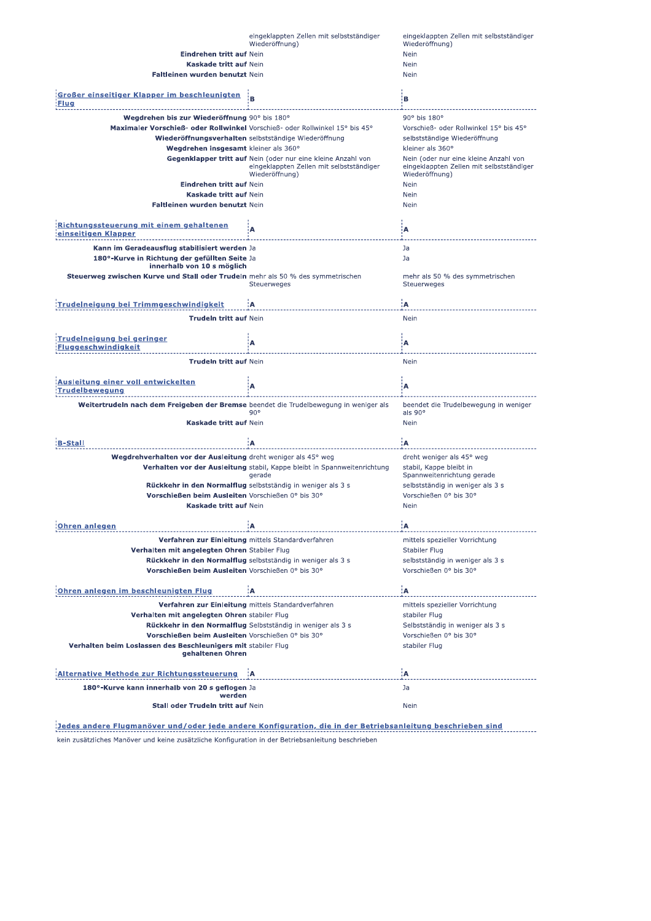| | | |
|---|---|---|
| | eingeklappten Zellen mit selbstständiger Wiederöffnung) | eingeklappten Zellen mit selbstständiger Wiederöffnung) |
| **Eindrehen tritt auf** | Nein | Nein |
| **Kaskade tritt auf** | Nein | Nein |
| **Faltleinen wurden benutzt** | Nein | Nein |

| **Großer einseitiger Klapper im beschleunigten Flug** | **B** | **B** |
|---|---|---|
| **Wegdrehen bis zur Wiederöffnung** | 90° bis 180° | 90° bis 180° |
| **Maximaler Vorschieß- oder Rollwinkel** | Vorschieß- oder Rollwinkel 15° bis 45° | Vorschieß- oder Rollwinkel 15° bis 45° |
| **Wiederöffnungsverhalten** | selbstständige Wiederöffnung | selbstständige Wiederöffnung |
| **Wegdrehen insgesamt** | kleiner als 360° | kleiner als 360° |
| **Gegenklapper tritt auf** | Nein (oder nur eine kleine Anzahl von eingeklappten Zellen mit selbstständiger Wiederöffnung) | Nein (oder nur eine kleine Anzahl von eingeklappten Zellen mit selbstständiger Wiederöffnung) |
| **Eindrehen tritt auf** | Nein | Nein |
| **Kaskade tritt auf** | Nein | Nein |
| **Faltleinen wurden benutzt** | Nein | Nein |

| **Richtungssteuerung mit einem gehaltenen einseitigen Klapper** | **A** | **A** |
|---|---|---|
| **Kann im Geradeausflug stabilisiert werden** | Ja | Ja |
| **180°-Kurve in Richtung der gefüllten Seite innerhalb von 10 s möglich** | Ja | Ja |
| **Steuerweg zwischen Kurve und Stall oder Trudeln** | mehr als 50 % des symmetrischen Steuerweges | mehr als 50 % des symmetrischen Steuerweges |

| **Trudelneigung bei Trimmgeschwindigkeit** | **A** | **A** |
|---|---|---|
| **Trudeln tritt auf** | Nein | Nein |

| **Trudelneigung bei geringer Fluggeschwindigkeit** | **A** | **A** |
|---|---|---|
| **Trudeln tritt auf** | Nein | Nein |

| **Ausleitung einer voll entwickelten Trudelbewegung** | **A** | **A** |
|---|---|---|
| **Weitertrudeln nach dem Freigeben der Bremse** | beendet die Trudelbewegung in weniger als 90° | beendet die Trudelbewegung in weniger als 90° |
| **Kaskade tritt auf** | Nein | Nein |

| **B-Stall** | **A** | **A** |
|---|---|---|
| **Wegdrehverhalten vor der Ausleitung** | dreht weniger als 45° weg | dreht weniger als 45° weg |
| **Verhalten vor der Ausleitung** | stabil, Kappe bleibt in Spannweitenrichtung gerade | stabil, Kappe bleibt in Spannweitenrichtung gerade |
| **Rückkehr in den Normalflug** | selbstständig in weniger als 3 s | selbstständig in weniger als 3 s |
| **Vorschießen beim Ausleiten** | Vorschießen 0° bis 30° | Vorschießen 0° bis 30° |
| **Kaskade tritt auf** | Nein | Nein |

| **Ohren anlegen** | **A** | **A** |
|---|---|---|
| **Verfahren zur Einleitung** | mittels Standardverfahren | mittels spezieller Vorrichtung |
| **Verhalten mit angelegten Ohren** | Stabiler Flug | Stabiler Flug |
| **Rückkehr in den Normalflug** | selbstständig in weniger als 3 s | selbstständig in weniger als 3 s |
| **Vorschießen beim Ausleiten** | Vorschießen 0° bis 30° | Vorschießen 0° bis 30° |

| **Ohren anlegen im beschleunigten Flug** | **A** | **A** |
|---|---|---|
| **Verfahren zur Einleitung** | mittels Standardverfahren | mittels spezieller Vorrichtung |
| **Verhalten mit angelegten Ohren** | stabiler Flug | stabiler Flug |
| **Rückkehr in den Normalflug** | Selbstständig in weniger als 3 s | Selbstständig in weniger als 3 s |
| **Vorschießen beim Ausleiten** | Vorschießen 0° bis 30° | Vorschießen 0° bis 30° |
| **Verhalten beim Loslassen des Beschleunigers mit gehaltenen Ohren** | stabiler Flug | stabiler Flug |

| **Alternative Methode zur Richtungssteuerung** | **A** | **A** |
|---|---|---|
| **180°-Kurve kann innerhalb von 20 s geflogen werden** | Ja | Ja |
| **Stall oder Trudeln tritt auf** | Nein | Nein |

**Jedes andere Flugmanöver und/oder jede andere Konfiguration, die in der Betriebsanleitung beschrieben sind**

kein zusätzliches Manöver und keine zusätzliche Konfiguration in der Betriebsanleitung beschrieben